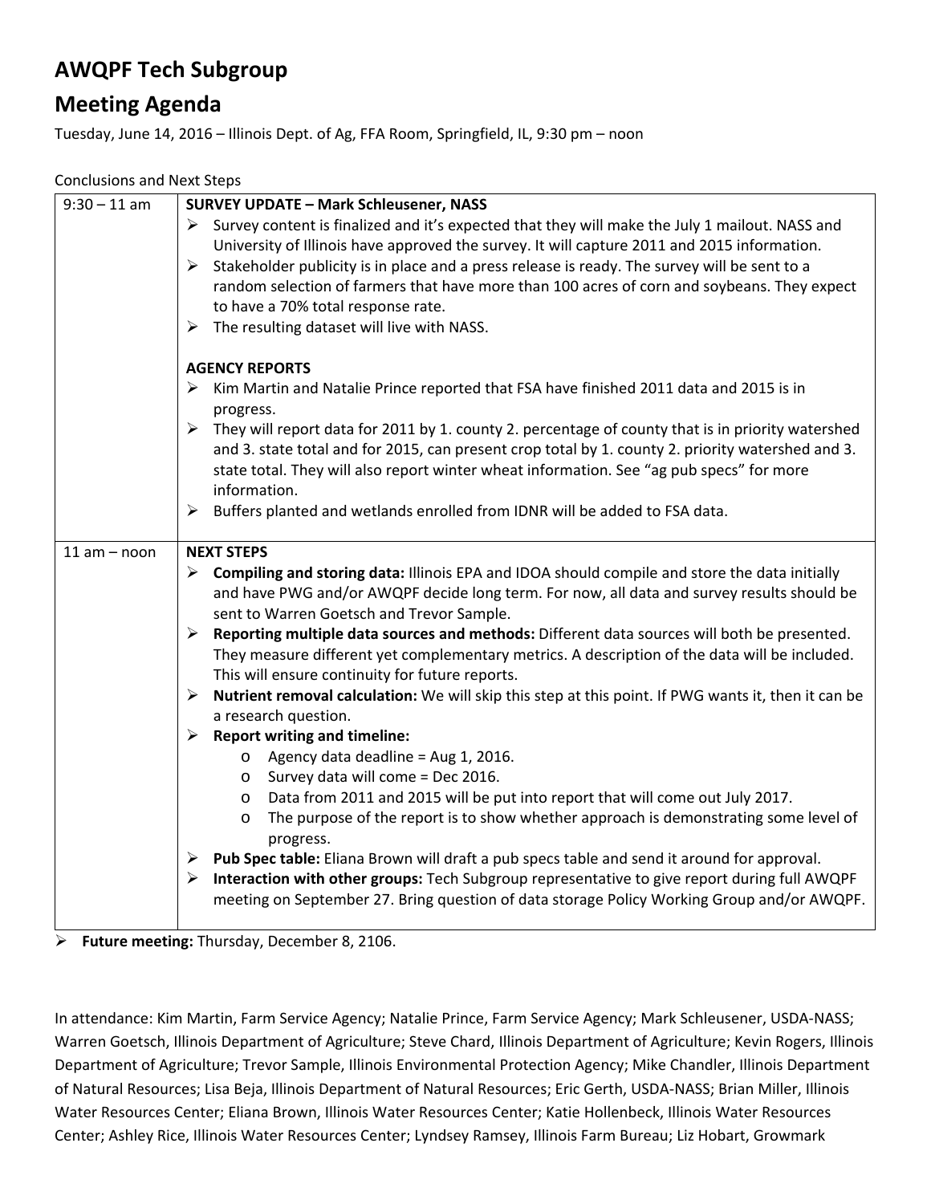# AWQPF Tech Subgroup

# Meeting Agenda

Tuesday, June 14, 2016 – Illinois Dept. of Ag, FFA Room, Springfield, IL, 9:30 pm – noon

Conclusions and Next Steps

| Time | Content |
|---|---|
| 9:30 – 11 am | **SURVEY UPDATE – Mark Schleusener, NASS**<br>➢ Survey content is finalized and it's expected that they will make the July 1 mailout. NASS and University of Illinois have approved the survey. It will capture 2011 and 2015 information.<br>➢ Stakeholder publicity is in place and a press release is ready. The survey will be sent to a random selection of farmers that have more than 100 acres of corn and soybeans. They expect to have a 70% total response rate.<br>➢ The resulting dataset will live with NASS.<br><br>**AGENCY REPORTS**<br>➢ Kim Martin and Natalie Prince reported that FSA have finished 2011 data and 2015 is in progress.<br>➢ They will report data for 2011 by 1. county 2. percentage of county that is in priority watershed and 3. state total and for 2015, can present crop total by 1. county 2. priority watershed and 3. state total. They will also report winter wheat information. See "ag pub specs" for more information.<br>➢ Buffers planted and wetlands enrolled from IDNR will be added to FSA data. |
| 11 am – noon | **NEXT STEPS**<br>➢ **Compiling and storing data:** Illinois EPA and IDOA should compile and store the data initially and have PWG and/or AWQPF decide long term. For now, all data and survey results should be sent to Warren Goetsch and Trevor Sample.<br>➢ **Reporting multiple data sources and methods:** Different data sources will both be presented. They measure different yet complementary metrics. A description of the data will be included. This will ensure continuity for future reports.<br>➢ **Nutrient removal calculation:** We will skip this step at this point. If PWG wants it, then it can be a research question.<br>➢ **Report writing and timeline:**<br>o Agency data deadline = Aug 1, 2016.<br>o Survey data will come = Dec 2016.<br>o Data from 2011 and 2015 will be put into report that will come out July 2017.<br>o The purpose of the report is to show whether approach is demonstrating some level of progress.<br>➢ **Pub Spec table:** Eliana Brown will draft a pub specs table and send it around for approval.<br>➢ **Interaction with other groups:** Tech Subgroup representative to give report during full AWQPF meeting on September 27. Bring question of data storage Policy Working Group and/or AWQPF. |

- **Future meeting:** Thursday, December 8, 2106.

In attendance: Kim Martin, Farm Service Agency; Natalie Prince, Farm Service Agency; Mark Schleusener, USDA-NASS; Warren Goetsch, Illinois Department of Agriculture; Steve Chard, Illinois Department of Agriculture; Kevin Rogers, Illinois Department of Agriculture; Trevor Sample, Illinois Environmental Protection Agency; Mike Chandler, Illinois Department of Natural Resources; Lisa Beja, Illinois Department of Natural Resources; Eric Gerth, USDA-NASS; Brian Miller, Illinois Water Resources Center; Eliana Brown, Illinois Water Resources Center; Katie Hollenbeck, Illinois Water Resources Center; Ashley Rice, Illinois Water Resources Center; Lyndsey Ramsey, Illinois Farm Bureau; Liz Hobart, Growmark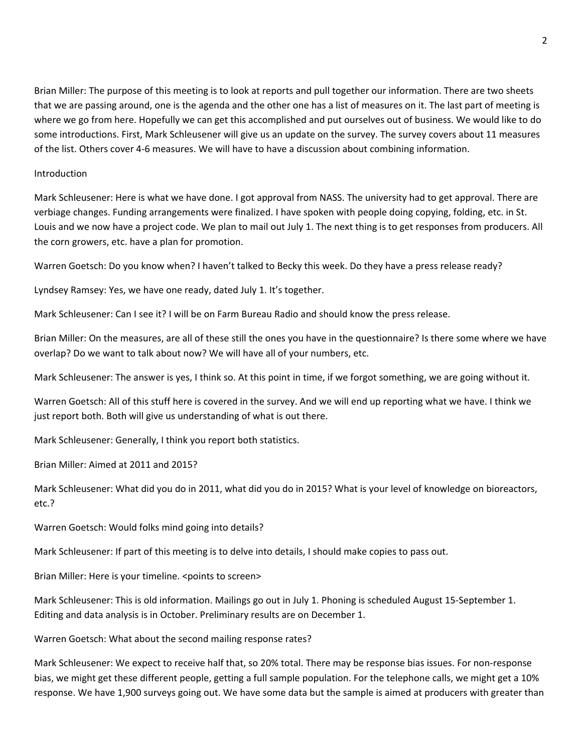Brian Miller: The purpose of this meeting is to look at reports and pull together our information. There are two sheets that we are passing around, one is the agenda and the other one has a list of measures on it. The last part of meeting is where we go from here. Hopefully we can get this accomplished and put ourselves out of business. We would like to do some introductions. First, Mark Schleusener will give us an update on the survey. The survey covers about 11 measures of the list. Others cover 4-6 measures. We will have to have a discussion about combining information.

Introduction

Mark Schleusener: Here is what we have done. I got approval from NASS. The university had to get approval. There are verbiage changes. Funding arrangements were finalized. I have spoken with people doing copying, folding, etc. in St. Louis and we now have a project code. We plan to mail out July 1. The next thing is to get responses from producers. All the corn growers, etc. have a plan for promotion.

Warren Goetsch: Do you know when? I haven't talked to Becky this week. Do they have a press release ready?

Lyndsey Ramsey: Yes, we have one ready, dated July 1. It's together.

Mark Schleusener: Can I see it? I will be on Farm Bureau Radio and should know the press release.

Brian Miller: On the measures, are all of these still the ones you have in the questionnaire? Is there some where we have overlap? Do we want to talk about now? We will have all of your numbers, etc.

Mark Schleusener: The answer is yes, I think so. At this point in time, if we forgot something, we are going without it.

Warren Goetsch: All of this stuff here is covered in the survey. And we will end up reporting what we have. I think we just report both. Both will give us understanding of what is out there.

Mark Schleusener: Generally, I think you report both statistics.

Brian Miller: Aimed at 2011 and 2015?

Mark Schleusener: What did you do in 2011, what did you do in 2015? What is your level of knowledge on bioreactors, etc.?

Warren Goetsch: Would folks mind going into details?

Mark Schleusener: If part of this meeting is to delve into details, I should make copies to pass out.

Brian Miller: Here is your timeline. <points to screen>

Mark Schleusener: This is old information. Mailings go out in July 1. Phoning is scheduled August 15-September 1. Editing and data analysis is in October. Preliminary results are on December 1.

Warren Goetsch: What about the second mailing response rates?

Mark Schleusener: We expect to receive half that, so 20% total. There may be response bias issues. For non-response bias, we might get these different people, getting a full sample population. For the telephone calls, we might get a 10% response. We have 1,900 surveys going out. We have some data but the sample is aimed at producers with greater than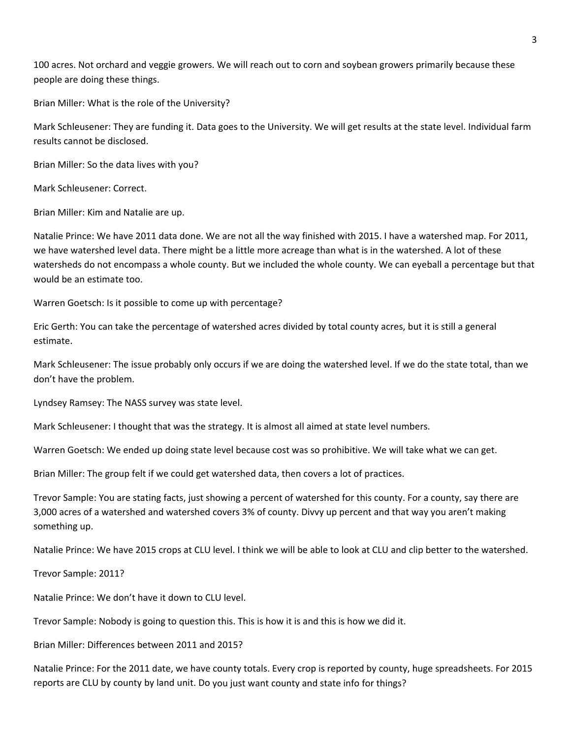100 acres. Not orchard and veggie growers. We will reach out to corn and soybean growers primarily because these people are doing these things.

Brian Miller: What is the role of the University?

Mark Schleusener: They are funding it. Data goes to the University. We will get results at the state level. Individual farm results cannot be disclosed.

Brian Miller: So the data lives with you?

Mark Schleusener: Correct.

Brian Miller: Kim and Natalie are up.

Natalie Prince: We have 2011 data done. We are not all the way finished with 2015. I have a watershed map. For 2011, we have watershed level data. There might be a little more acreage than what is in the watershed. A lot of these watersheds do not encompass a whole county. But we included the whole county. We can eyeball a percentage but that would be an estimate too.

Warren Goetsch: Is it possible to come up with percentage?

Eric Gerth: You can take the percentage of watershed acres divided by total county acres, but it is still a general estimate.

Mark Schleusener: The issue probably only occurs if we are doing the watershed level. If we do the state total, than we don't have the problem.

Lyndsey Ramsey: The NASS survey was state level.

Mark Schleusener: I thought that was the strategy. It is almost all aimed at state level numbers.

Warren Goetsch: We ended up doing state level because cost was so prohibitive. We will take what we can get.

Brian Miller: The group felt if we could get watershed data, then covers a lot of practices.

Trevor Sample: You are stating facts, just showing a percent of watershed for this county. For a county, say there are 3,000 acres of a watershed and watershed covers 3% of county. Divvy up percent and that way you aren't making something up.

Natalie Prince: We have 2015 crops at CLU level. I think we will be able to look at CLU and clip better to the watershed.

Trevor Sample: 2011?

Natalie Prince: We don't have it down to CLU level.

Trevor Sample: Nobody is going to question this. This is how it is and this is how we did it.

Brian Miller: Differences between 2011 and 2015?

Natalie Prince: For the 2011 date, we have county totals. Every crop is reported by county, huge spreadsheets. For 2015 reports are CLU by county by land unit. Do you just want county and state info for things?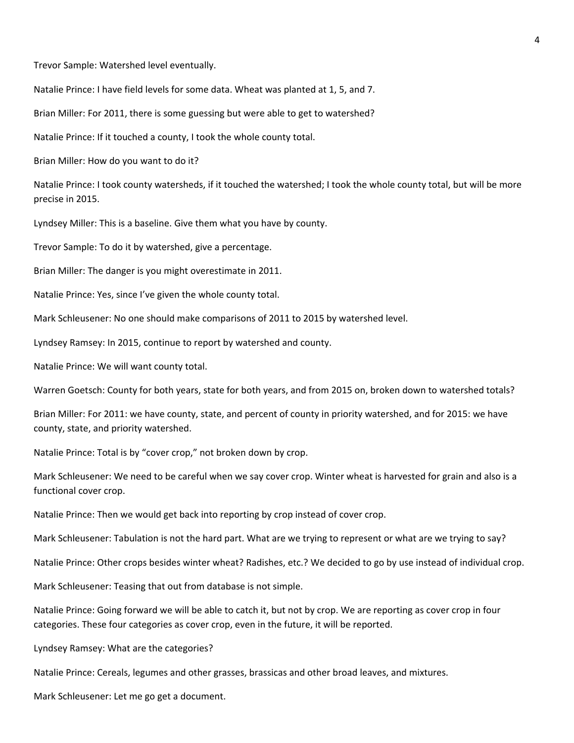Trevor Sample: Watershed level eventually.

Natalie Prince: I have field levels for some data. Wheat was planted at 1, 5, and 7.

Brian Miller: For 2011, there is some guessing but were able to get to watershed?

Natalie Prince: If it touched a county, I took the whole county total.

Brian Miller: How do you want to do it?

Natalie Prince: I took county watersheds, if it touched the watershed; I took the whole county total, but will be more precise in 2015.

Lyndsey Miller: This is a baseline. Give them what you have by county.

Trevor Sample: To do it by watershed, give a percentage.

Brian Miller: The danger is you might overestimate in 2011.

Natalie Prince: Yes, since I've given the whole county total.

Mark Schleusener: No one should make comparisons of 2011 to 2015 by watershed level.

Lyndsey Ramsey: In 2015, continue to report by watershed and county.

Natalie Prince: We will want county total.

Warren Goetsch: County for both years, state for both years, and from 2015 on, broken down to watershed totals?

Brian Miller: For 2011: we have county, state, and percent of county in priority watershed, and for 2015: we have county, state, and priority watershed.

Natalie Prince: Total is by "cover crop," not broken down by crop.

Mark Schleusener: We need to be careful when we say cover crop. Winter wheat is harvested for grain and also is a functional cover crop.

Natalie Prince: Then we would get back into reporting by crop instead of cover crop.

Mark Schleusener: Tabulation is not the hard part. What are we trying to represent or what are we trying to say?

Natalie Prince: Other crops besides winter wheat? Radishes, etc.? We decided to go by use instead of individual crop.

Mark Schleusener: Teasing that out from database is not simple.

Natalie Prince: Going forward we will be able to catch it, but not by crop. We are reporting as cover crop in four categories. These four categories as cover crop, even in the future, it will be reported.

Lyndsey Ramsey: What are the categories?

Natalie Prince: Cereals, legumes and other grasses, brassicas and other broad leaves, and mixtures.

Mark Schleusener: Let me go get a document.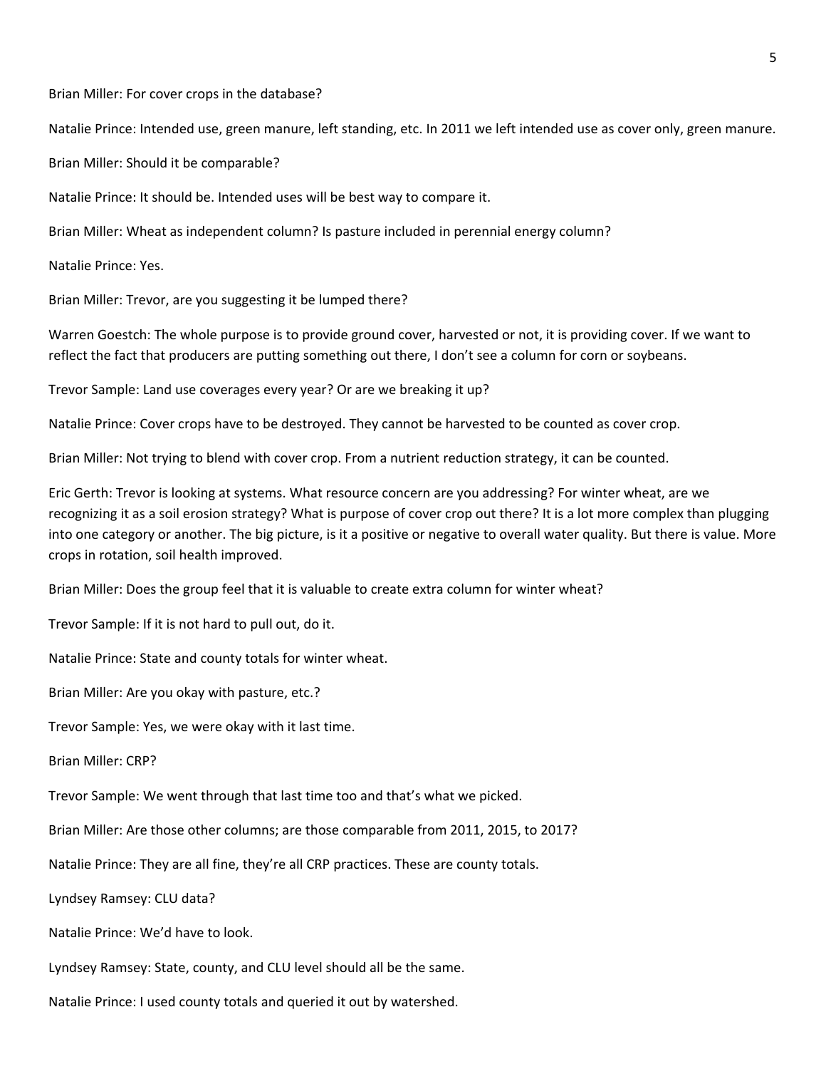Brian Miller: For cover crops in the database?

Natalie Prince: Intended use, green manure, left standing, etc. In 2011 we left intended use as cover only, green manure.

Brian Miller: Should it be comparable?

Natalie Prince: It should be. Intended uses will be best way to compare it.

Brian Miller: Wheat as independent column? Is pasture included in perennial energy column?

Natalie Prince: Yes.

Brian Miller: Trevor, are you suggesting it be lumped there?

Warren Goestch: The whole purpose is to provide ground cover, harvested or not, it is providing cover. If we want to reflect the fact that producers are putting something out there, I don't see a column for corn or soybeans.

Trevor Sample: Land use coverages every year? Or are we breaking it up?

Natalie Prince: Cover crops have to be destroyed. They cannot be harvested to be counted as cover crop.

Brian Miller: Not trying to blend with cover crop. From a nutrient reduction strategy, it can be counted.

Eric Gerth: Trevor is looking at systems. What resource concern are you addressing? For winter wheat, are we recognizing it as a soil erosion strategy? What is purpose of cover crop out there? It is a lot more complex than plugging into one category or another. The big picture, is it a positive or negative to overall water quality. But there is value. More crops in rotation, soil health improved.

Brian Miller: Does the group feel that it is valuable to create extra column for winter wheat?

Trevor Sample: If it is not hard to pull out, do it.

Natalie Prince: State and county totals for winter wheat.

Brian Miller: Are you okay with pasture, etc.?

Trevor Sample: Yes, we were okay with it last time.

Brian Miller: CRP?

Trevor Sample: We went through that last time too and that's what we picked.

Brian Miller: Are those other columns; are those comparable from 2011, 2015, to 2017?

Natalie Prince: They are all fine, they're all CRP practices. These are county totals.

Lyndsey Ramsey: CLU data?

Natalie Prince: We'd have to look.

Lyndsey Ramsey: State, county, and CLU level should all be the same.

Natalie Prince: I used county totals and queried it out by watershed.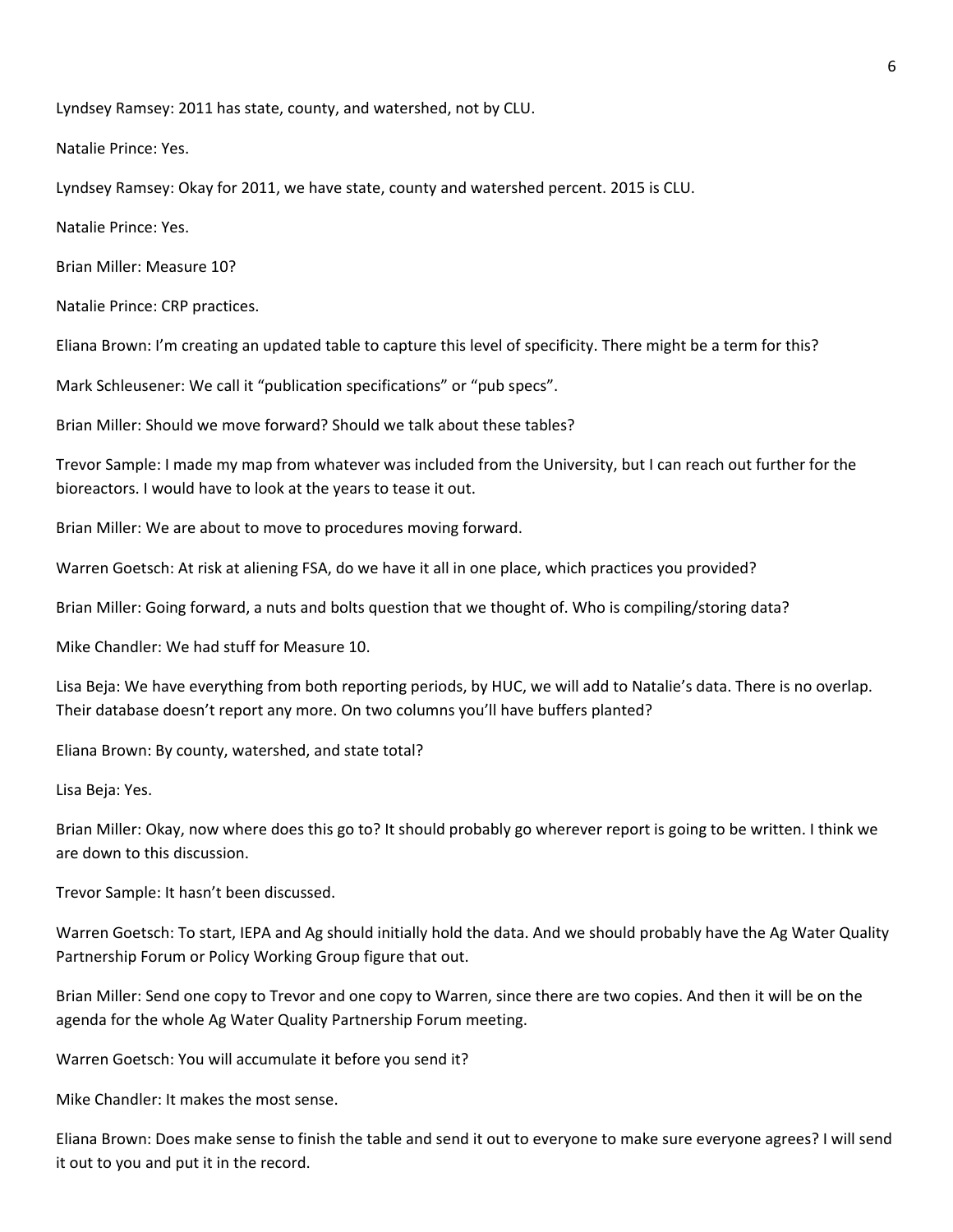Lyndsey Ramsey: 2011 has state, county, and watershed, not by CLU.

Natalie Prince: Yes.

Lyndsey Ramsey: Okay for 2011, we have state, county and watershed percent. 2015 is CLU.

Natalie Prince: Yes.

Brian Miller: Measure 10?

Natalie Prince: CRP practices.

Eliana Brown: I'm creating an updated table to capture this level of specificity. There might be a term for this?

Mark Schleusener: We call it "publication specifications" or "pub specs".

Brian Miller: Should we move forward? Should we talk about these tables?

Trevor Sample: I made my map from whatever was included from the University, but I can reach out further for the bioreactors. I would have to look at the years to tease it out.

Brian Miller: We are about to move to procedures moving forward.

Warren Goetsch: At risk at aliening FSA, do we have it all in one place, which practices you provided?

Brian Miller: Going forward, a nuts and bolts question that we thought of. Who is compiling/storing data?

Mike Chandler: We had stuff for Measure 10.

Lisa Beja: We have everything from both reporting periods, by HUC, we will add to Natalie's data. There is no overlap. Their database doesn't report any more. On two columns you'll have buffers planted?

Eliana Brown: By county, watershed, and state total?

Lisa Beja: Yes.

Brian Miller: Okay, now where does this go to? It should probably go wherever report is going to be written. I think we are down to this discussion.

Trevor Sample: It hasn't been discussed.

Warren Goetsch: To start, IEPA and Ag should initially hold the data. And we should probably have the Ag Water Quality Partnership Forum or Policy Working Group figure that out.

Brian Miller: Send one copy to Trevor and one copy to Warren, since there are two copies. And then it will be on the agenda for the whole Ag Water Quality Partnership Forum meeting.

Warren Goetsch: You will accumulate it before you send it?

Mike Chandler: It makes the most sense.

Eliana Brown: Does make sense to finish the table and send it out to everyone to make sure everyone agrees? I will send it out to you and put it in the record.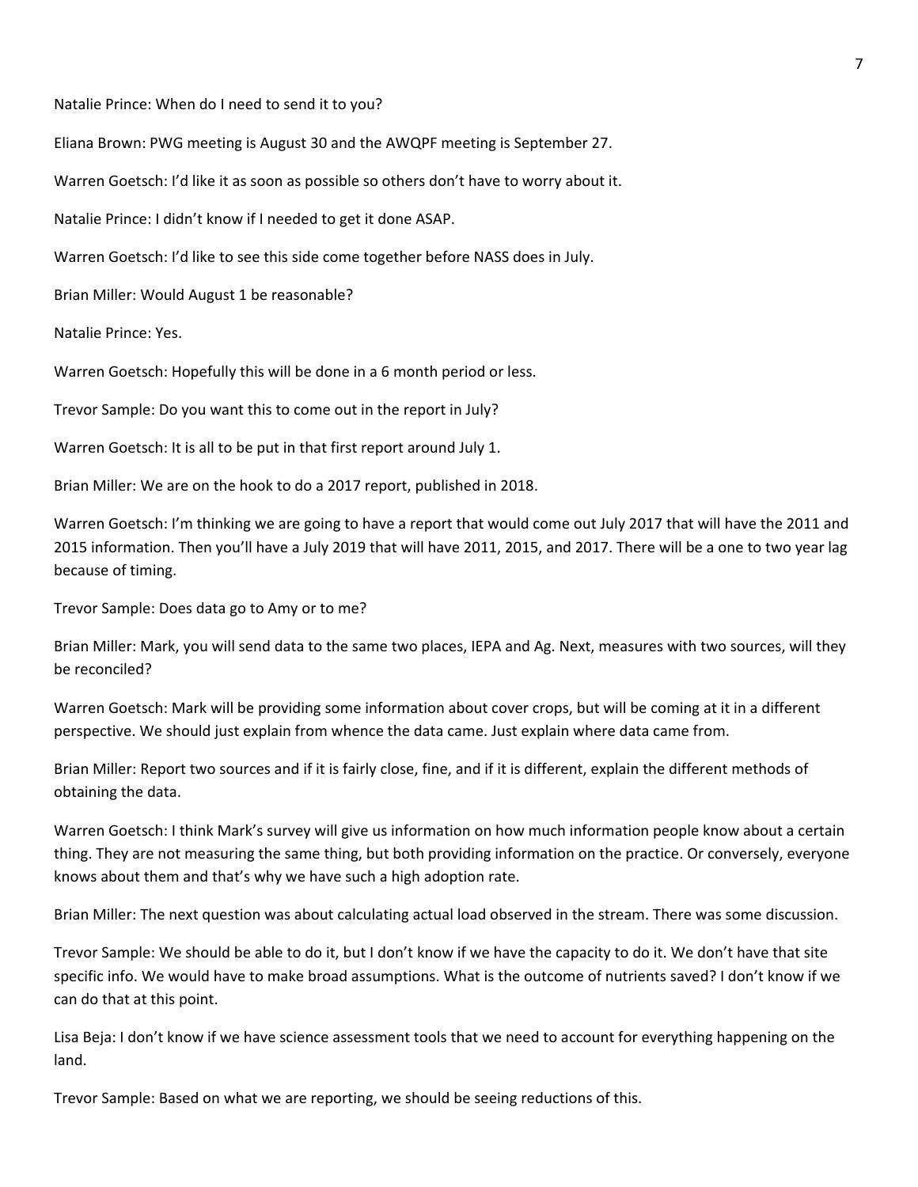Natalie Prince: When do I need to send it to you?

Eliana Brown: PWG meeting is August 30 and the AWQPF meeting is September 27.

Warren Goetsch: I'd like it as soon as possible so others don't have to worry about it.

Natalie Prince: I didn't know if I needed to get it done ASAP.

Warren Goetsch: I'd like to see this side come together before NASS does in July.

Brian Miller: Would August 1 be reasonable?

Natalie Prince: Yes.

Warren Goetsch: Hopefully this will be done in a 6 month period or less.

Trevor Sample: Do you want this to come out in the report in July?

Warren Goetsch: It is all to be put in that first report around July 1.

Brian Miller: We are on the hook to do a 2017 report, published in 2018.

Warren Goetsch: I'm thinking we are going to have a report that would come out July 2017 that will have the 2011 and 2015 information. Then you'll have a July 2019 that will have 2011, 2015, and 2017. There will be a one to two year lag because of timing.

Trevor Sample: Does data go to Amy or to me?

Brian Miller: Mark, you will send data to the same two places, IEPA and Ag. Next, measures with two sources, will they be reconciled?

Warren Goetsch: Mark will be providing some information about cover crops, but will be coming at it in a different perspective. We should just explain from whence the data came. Just explain where data came from.

Brian Miller: Report two sources and if it is fairly close, fine, and if it is different, explain the different methods of obtaining the data.

Warren Goetsch: I think Mark's survey will give us information on how much information people know about a certain thing. They are not measuring the same thing, but both providing information on the practice. Or conversely, everyone knows about them and that's why we have such a high adoption rate.

Brian Miller: The next question was about calculating actual load observed in the stream. There was some discussion.

Trevor Sample: We should be able to do it, but I don't know if we have the capacity to do it. We don't have that site specific info. We would have to make broad assumptions. What is the outcome of nutrients saved? I don't know if we can do that at this point.

Lisa Beja: I don't know if we have science assessment tools that we need to account for everything happening on the land.

Trevor Sample: Based on what we are reporting, we should be seeing reductions of this.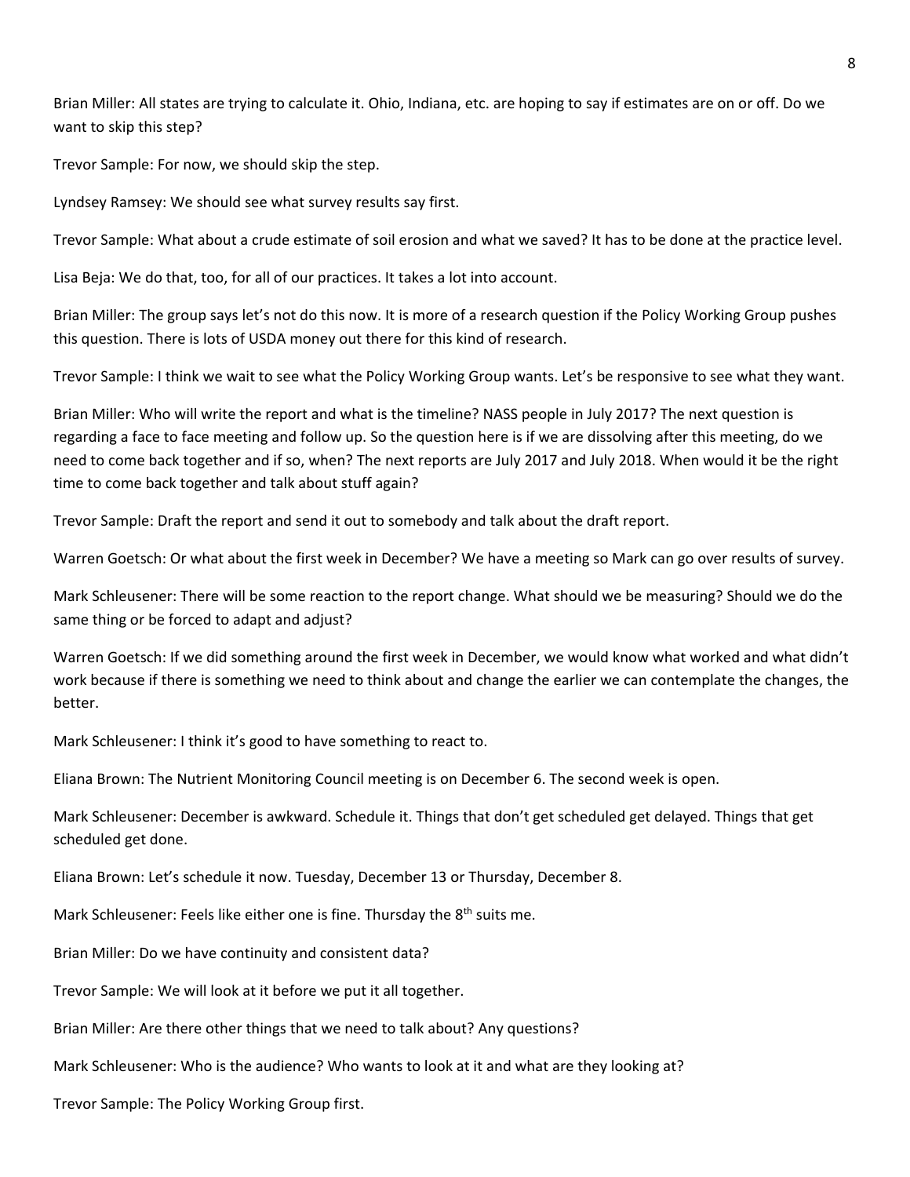Brian Miller: All states are trying to calculate it. Ohio, Indiana, etc. are hoping to say if estimates are on or off. Do we want to skip this step?

Trevor Sample: For now, we should skip the step.

Lyndsey Ramsey: We should see what survey results say first.

Trevor Sample: What about a crude estimate of soil erosion and what we saved? It has to be done at the practice level.

Lisa Beja: We do that, too, for all of our practices. It takes a lot into account.

Brian Miller: The group says let's not do this now. It is more of a research question if the Policy Working Group pushes this question. There is lots of USDA money out there for this kind of research.

Trevor Sample: I think we wait to see what the Policy Working Group wants. Let's be responsive to see what they want.

Brian Miller: Who will write the report and what is the timeline? NASS people in July 2017? The next question is regarding a face to face meeting and follow up. So the question here is if we are dissolving after this meeting, do we need to come back together and if so, when? The next reports are July 2017 and July 2018. When would it be the right time to come back together and talk about stuff again?

Trevor Sample: Draft the report and send it out to somebody and talk about the draft report.

Warren Goetsch: Or what about the first week in December? We have a meeting so Mark can go over results of survey.

Mark Schleusener: There will be some reaction to the report change. What should we be measuring? Should we do the same thing or be forced to adapt and adjust?

Warren Goetsch: If we did something around the first week in December, we would know what worked and what didn't work because if there is something we need to think about and change the earlier we can contemplate the changes, the better.

Mark Schleusener: I think it's good to have something to react to.

Eliana Brown: The Nutrient Monitoring Council meeting is on December 6. The second week is open.

Mark Schleusener: December is awkward. Schedule it. Things that don't get scheduled get delayed. Things that get scheduled get done.

Eliana Brown: Let's schedule it now. Tuesday, December 13 or Thursday, December 8.

Mark Schleusener: Feels like either one is fine. Thursday the 8th suits me.

Brian Miller: Do we have continuity and consistent data?

Trevor Sample: We will look at it before we put it all together.

Brian Miller: Are there other things that we need to talk about? Any questions?

Mark Schleusener: Who is the audience? Who wants to look at it and what are they looking at?

Trevor Sample: The Policy Working Group first.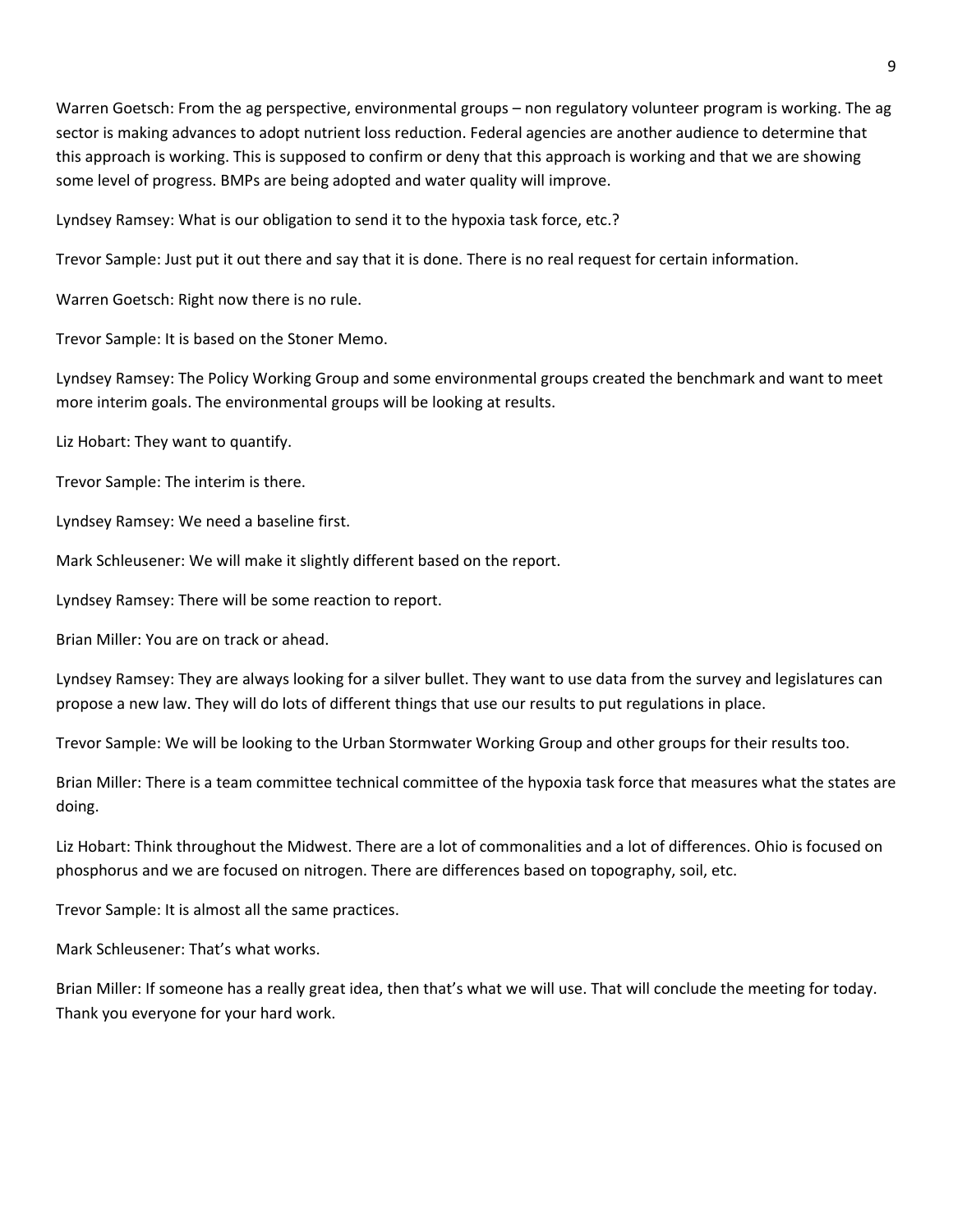Warren Goetsch: From the ag perspective, environmental groups – non regulatory volunteer program is working. The ag sector is making advances to adopt nutrient loss reduction. Federal agencies are another audience to determine that this approach is working. This is supposed to confirm or deny that this approach is working and that we are showing some level of progress. BMPs are being adopted and water quality will improve.

Lyndsey Ramsey: What is our obligation to send it to the hypoxia task force, etc.?

Trevor Sample: Just put it out there and say that it is done. There is no real request for certain information.

Warren Goetsch: Right now there is no rule.

Trevor Sample: It is based on the Stoner Memo.

Lyndsey Ramsey: The Policy Working Group and some environmental groups created the benchmark and want to meet more interim goals. The environmental groups will be looking at results.

Liz Hobart: They want to quantify.

Trevor Sample: The interim is there.

Lyndsey Ramsey: We need a baseline first.

Mark Schleusener: We will make it slightly different based on the report.

Lyndsey Ramsey: There will be some reaction to report.

Brian Miller: You are on track or ahead.

Lyndsey Ramsey: They are always looking for a silver bullet. They want to use data from the survey and legislatures can propose a new law. They will do lots of different things that use our results to put regulations in place.

Trevor Sample: We will be looking to the Urban Stormwater Working Group and other groups for their results too.

Brian Miller: There is a team committee technical committee of the hypoxia task force that measures what the states are doing.

Liz Hobart: Think throughout the Midwest. There are a lot of commonalities and a lot of differences. Ohio is focused on phosphorus and we are focused on nitrogen. There are differences based on topography, soil, etc.

Trevor Sample: It is almost all the same practices.

Mark Schleusener: That's what works.

Brian Miller: If someone has a really great idea, then that's what we will use. That will conclude the meeting for today. Thank you everyone for your hard work.